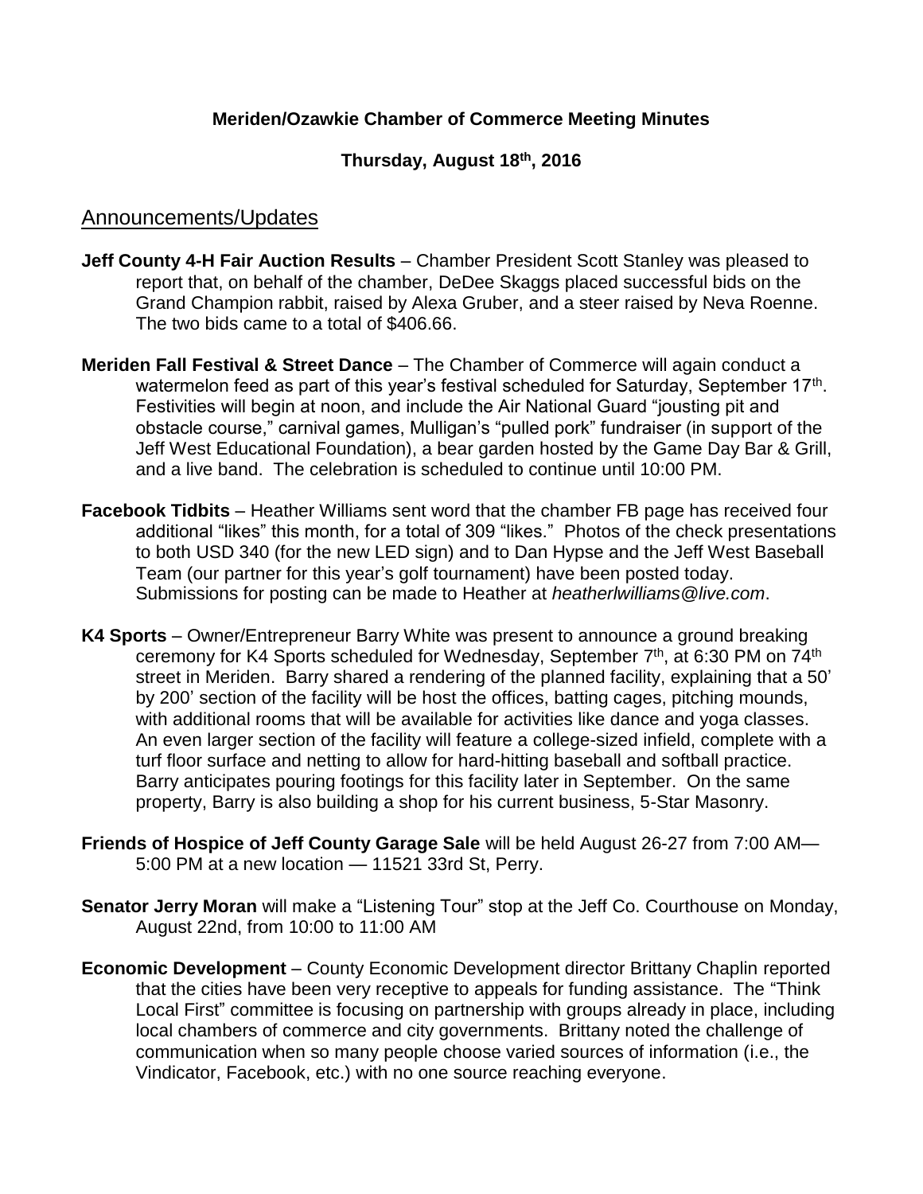**Meriden/Ozawkie Chamber of Commerce Meeting Minutes**

**Thursday, August 18th, 2016**

## Announcements/Updates

**Jeff County 4-H Fair Auction Results** – Chamber President Scott Stanley was pleased to report that, on behalf of the chamber, DeDee Skaggs placed successful bids on the Grand Champion rabbit, raised by Alexa Gruber, and a steer raised by Neva Roenne. The two bids came to a total of $406.66.

**Meriden Fall Festival & Street Dance** – The Chamber of Commerce will again conduct a watermelon feed as part of this year's festival scheduled for Saturday, September 17th. Festivities will begin at noon, and include the Air National Guard "jousting pit and obstacle course," carnival games, Mulligan's "pulled pork" fundraiser (in support of the Jeff West Educational Foundation), a bear garden hosted by the Game Day Bar & Grill, and a live band. The celebration is scheduled to continue until 10:00 PM.

**Facebook Tidbits** – Heather Williams sent word that the chamber FB page has received four additional "likes" this month, for a total of 309 "likes." Photos of the check presentations to both USD 340 (for the new LED sign) and to Dan Hypse and the Jeff West Baseball Team (our partner for this year's golf tournament) have been posted today. Submissions for posting can be made to Heather at *heatherlwilliams@live.com*.

**K4 Sports** – Owner/Entrepreneur Barry White was present to announce a ground breaking ceremony for K4 Sports scheduled for Wednesday, September 7th, at 6:30 PM on 74th street in Meriden. Barry shared a rendering of the planned facility, explaining that a 50' by 200' section of the facility will be host the offices, batting cages, pitching mounds, with additional rooms that will be available for activities like dance and yoga classes. An even larger section of the facility will feature a college-sized infield, complete with a turf floor surface and netting to allow for hard-hitting baseball and softball practice. Barry anticipates pouring footings for this facility later in September. On the same property, Barry is also building a shop for his current business, 5-Star Masonry.

**Friends of Hospice of Jeff County Garage Sale** will be held August 26-27 from 7:00 AM—5:00 PM at a new location — 11521 33rd St, Perry.

**Senator Jerry Moran** will make a "Listening Tour" stop at the Jeff Co. Courthouse on Monday, August 22nd, from 10:00 to 11:00 AM

**Economic Development** – County Economic Development director Brittany Chaplin reported that the cities have been very receptive to appeals for funding assistance. The "Think Local First" committee is focusing on partnership with groups already in place, including local chambers of commerce and city governments. Brittany noted the challenge of communication when so many people choose varied sources of information (i.e., the Vindicator, Facebook, etc.) with no one source reaching everyone.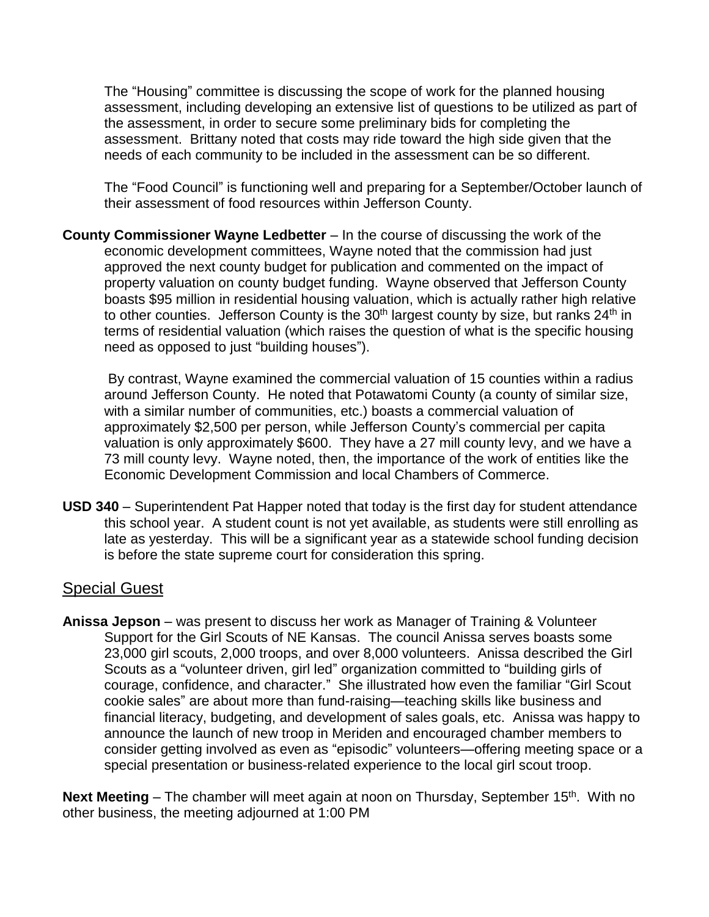The "Housing" committee is discussing the scope of work for the planned housing assessment, including developing an extensive list of questions to be utilized as part of the assessment, in order to secure some preliminary bids for completing the assessment. Brittany noted that costs may ride toward the high side given that the needs of each community to be included in the assessment can be so different.

The "Food Council" is functioning well and preparing for a September/October launch of their assessment of food resources within Jefferson County.

**County Commissioner Wayne Ledbetter** – In the course of discussing the work of the economic development committees, Wayne noted that the commission had just approved the next county budget for publication and commented on the impact of property valuation on county budget funding. Wayne observed that Jefferson County boasts $95 million in residential housing valuation, which is actually rather high relative to other counties. Jefferson County is the 30th largest county by size, but ranks 24th in terms of residential valuation (which raises the question of what is the specific housing need as opposed to just "building houses").

By contrast, Wayne examined the commercial valuation of 15 counties within a radius around Jefferson County. He noted that Potawatomi County (a county of similar size, with a similar number of communities, etc.) boasts a commercial valuation of approximately $2,500 per person, while Jefferson County's commercial per capita valuation is only approximately $600. They have a 27 mill county levy, and we have a 73 mill county levy. Wayne noted, then, the importance of the work of entities like the Economic Development Commission and local Chambers of Commerce.

**USD 340** – Superintendent Pat Happer noted that today is the first day for student attendance this school year. A student count is not yet available, as students were still enrolling as late as yesterday. This will be a significant year as a statewide school funding decision is before the state supreme court for consideration this spring.

## Special Guest

**Anissa Jepson** – was present to discuss her work as Manager of Training & Volunteer Support for the Girl Scouts of NE Kansas. The council Anissa serves boasts some 23,000 girl scouts, 2,000 troops, and over 8,000 volunteers. Anissa described the Girl Scouts as a "volunteer driven, girl led" organization committed to "building girls of courage, confidence, and character." She illustrated how even the familiar "Girl Scout cookie sales" are about more than fund-raising—teaching skills like business and financial literacy, budgeting, and development of sales goals, etc. Anissa was happy to announce the launch of new troop in Meriden and encouraged chamber members to consider getting involved as even as "episodic" volunteers—offering meeting space or a special presentation or business-related experience to the local girl scout troop.

**Next Meeting** – The chamber will meet again at noon on Thursday, September 15th. With no other business, the meeting adjourned at 1:00 PM